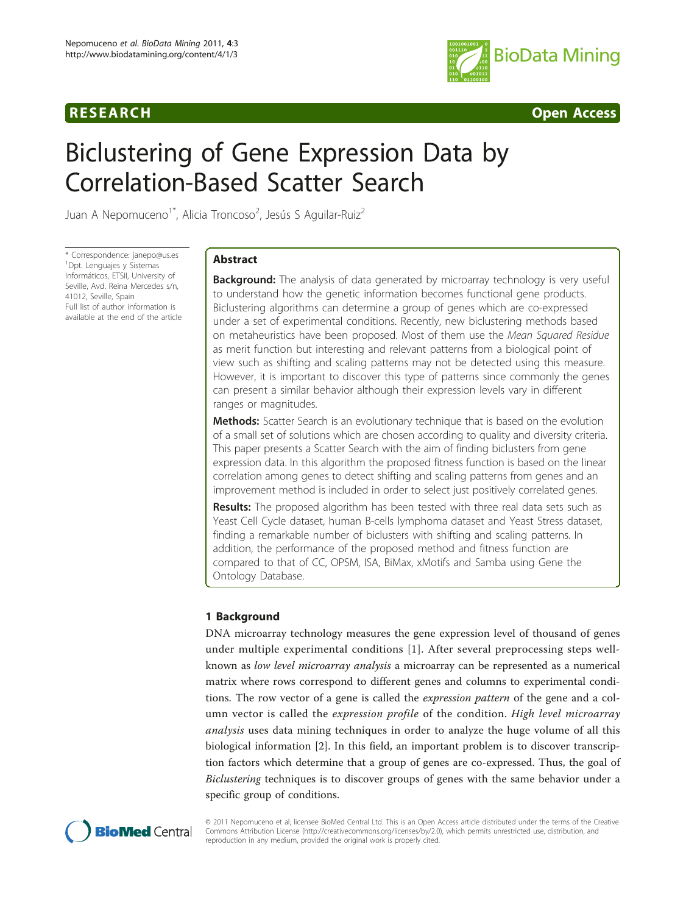**RESEARCH** **Open Access**

# Biclustering of Gene Expression Data by Correlation-Based Scatter Search

Juan A Nepomuceno[1*], Alicia Troncoso[2], Jesús S Aguilar-Ruiz[2]

\* Correspondence: janepo@us.es
[1]Dpt. Lenguajes y Sistemas Informáticos, ETSII, University of Seville, Avd. Reina Mercedes s/n, 41012, Seville, Spain
Full list of author information is available at the end of the article

## Abstract

**Background:** The analysis of data generated by microarray technology is very useful to understand how the genetic information becomes functional gene products. Biclustering algorithms can determine a group of genes which are co-expressed under a set of experimental conditions. Recently, new biclustering methods based on metaheuristics have been proposed. Most of them use the *Mean Squared Residue* as merit function but interesting and relevant patterns from a biological point of view such as shifting and scaling patterns may not be detected using this measure. However, it is important to discover this type of patterns since commonly the genes can present a similar behavior although their expression levels vary in different ranges or magnitudes.

**Methods:** Scatter Search is an evolutionary technique that is based on the evolution of a small set of solutions which are chosen according to quality and diversity criteria. This paper presents a Scatter Search with the aim of finding biclusters from gene expression data. In this algorithm the proposed fitness function is based on the linear correlation among genes to detect shifting and scaling patterns from genes and an improvement method is included in order to select just positively correlated genes.

**Results:** The proposed algorithm has been tested with three real data sets such as Yeast Cell Cycle dataset, human B-cells lymphoma dataset and Yeast Stress dataset, finding a remarkable number of biclusters with shifting and scaling patterns. In addition, the performance of the proposed method and fitness function are compared to that of CC, OPSM, ISA, BiMax, xMotifs and Samba using Gene the Ontology Database.

## 1 Background

DNA microarray technology measures the gene expression level of thousand of genes under multiple experimental conditions [1]. After several preprocessing steps well-known as *low level microarray analysis* a microarray can be represented as a numerical matrix where rows correspond to different genes and columns to experimental conditions. The row vector of a gene is called the *expression pattern* of the gene and a column vector is called the *expression profile* of the condition. *High level microarray analysis* uses data mining techniques in order to analyze the huge volume of all this biological information [2]. In this field, an important problem is to discover transcription factors which determine that a group of genes are co-expressed. Thus, the goal of *Biclustering* techniques is to discover groups of genes with the same behavior under a specific group of conditions.

© 2011 Nepomuceno et al; licensee BioMed Central Ltd. This is an Open Access article distributed under the terms of the Creative Commons Attribution License (http://creativecommons.org/licenses/by/2.0), which permits unrestricted use, distribution, and reproduction in any medium, provided the original work is properly cited.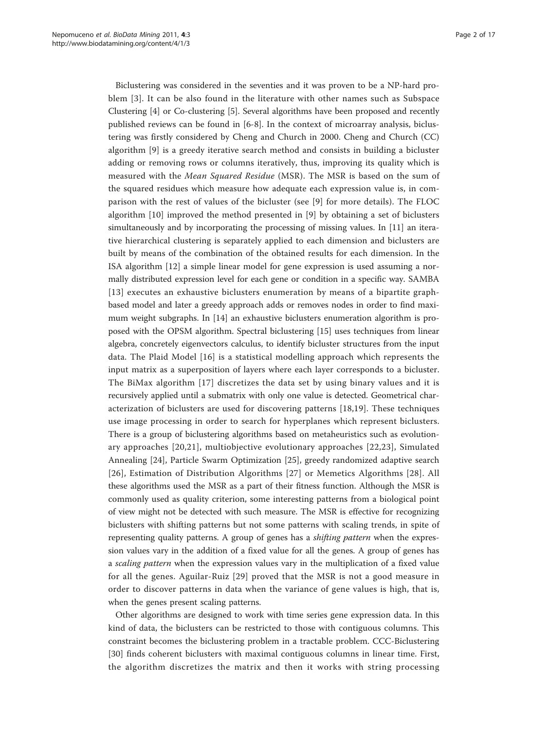Biclustering was considered in the seventies and it was proven to be a NP-hard problem [3]. It can be also found in the literature with other names such as Subspace Clustering [4] or Co-clustering [5]. Several algorithms have been proposed and recently published reviews can be found in [6-8]. In the context of microarray analysis, biclustering was firstly considered by Cheng and Church in 2000. Cheng and Church (CC) algorithm [9] is a greedy iterative search method and consists in building a bicluster adding or removing rows or columns iteratively, thus, improving its quality which is measured with the *Mean Squared Residue* (MSR). The MSR is based on the sum of the squared residues which measure how adequate each expression value is, in comparison with the rest of values of the bicluster (see [9] for more details). The FLOC algorithm [10] improved the method presented in [9] by obtaining a set of biclusters simultaneously and by incorporating the processing of missing values. In [11] an iterative hierarchical clustering is separately applied to each dimension and biclusters are built by means of the combination of the obtained results for each dimension. In the ISA algorithm [12] a simple linear model for gene expression is used assuming a normally distributed expression level for each gene or condition in a specific way. SAMBA [13] executes an exhaustive biclusters enumeration by means of a bipartite graph-based model and later a greedy approach adds or removes nodes in order to find maximum weight subgraphs. In [14] an exhaustive biclusters enumeration algorithm is proposed with the OPSM algorithm. Spectral biclustering [15] uses techniques from linear algebra, concretely eigenvectors calculus, to identify bicluster structures from the input data. The Plaid Model [16] is a statistical modelling approach which represents the input matrix as a superposition of layers where each layer corresponds to a bicluster. The BiMax algorithm [17] discretizes the data set by using binary values and it is recursively applied until a submatrix with only one value is detected. Geometrical characterization of biclusters are used for discovering patterns [18,19]. These techniques use image processing in order to search for hyperplanes which represent biclusters. There is a group of biclustering algorithms based on metaheuristics such as evolutionary approaches [20,21], multiobjective evolutionary approaches [22,23], Simulated Annealing [24], Particle Swarm Optimization [25], greedy randomized adaptive search [26], Estimation of Distribution Algorithms [27] or Memetics Algorithms [28]. All these algorithms used the MSR as a part of their fitness function. Although the MSR is commonly used as quality criterion, some interesting patterns from a biological point of view might not be detected with such measure. The MSR is effective for recognizing biclusters with shifting patterns but not some patterns with scaling trends, in spite of representing quality patterns. A group of genes has a *shifting pattern* when the expression values vary in the addition of a fixed value for all the genes. A group of genes has a *scaling pattern* when the expression values vary in the multiplication of a fixed value for all the genes. Aguilar-Ruiz [29] proved that the MSR is not a good measure in order to discover patterns in data when the variance of gene values is high, that is, when the genes present scaling patterns.

Other algorithms are designed to work with time series gene expression data. In this kind of data, the biclusters can be restricted to those with contiguous columns. This constraint becomes the biclustering problem in a tractable problem. CCC-Biclustering [30] finds coherent biclusters with maximal contiguous columns in linear time. First, the algorithm discretizes the matrix and then it works with string processing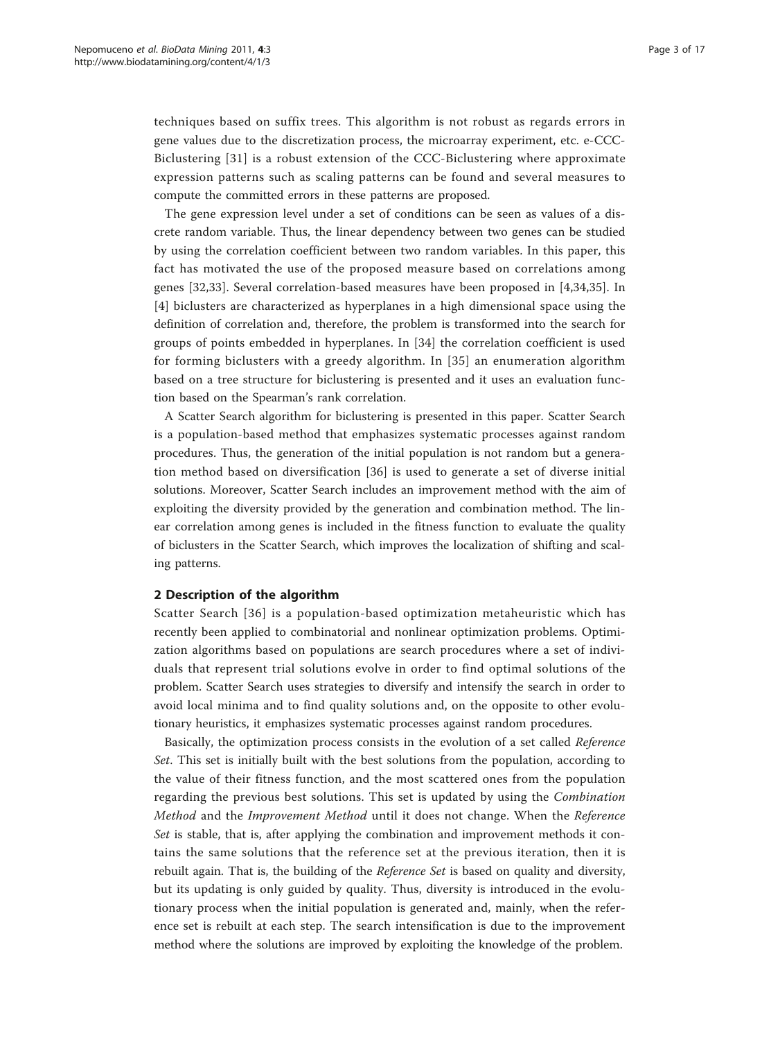techniques based on suffix trees. This algorithm is not robust as regards errors in gene values due to the discretization process, the microarray experiment, etc. e-CCC-Biclustering [31] is a robust extension of the CCC-Biclustering where approximate expression patterns such as scaling patterns can be found and several measures to compute the committed errors in these patterns are proposed.

The gene expression level under a set of conditions can be seen as values of a discrete random variable. Thus, the linear dependency between two genes can be studied by using the correlation coefficient between two random variables. In this paper, this fact has motivated the use of the proposed measure based on correlations among genes [32,33]. Several correlation-based measures have been proposed in [4,34,35]. In [4] biclusters are characterized as hyperplanes in a high dimensional space using the definition of correlation and, therefore, the problem is transformed into the search for groups of points embedded in hyperplanes. In [34] the correlation coefficient is used for forming biclusters with a greedy algorithm. In [35] an enumeration algorithm based on a tree structure for biclustering is presented and it uses an evaluation function based on the Spearman's rank correlation.

A Scatter Search algorithm for biclustering is presented in this paper. Scatter Search is a population-based method that emphasizes systematic processes against random procedures. Thus, the generation of the initial population is not random but a generation method based on diversification [36] is used to generate a set of diverse initial solutions. Moreover, Scatter Search includes an improvement method with the aim of exploiting the diversity provided by the generation and combination method. The linear correlation among genes is included in the fitness function to evaluate the quality of biclusters in the Scatter Search, which improves the localization of shifting and scaling patterns.

## 2 Description of the algorithm

Scatter Search [36] is a population-based optimization metaheuristic which has recently been applied to combinatorial and nonlinear optimization problems. Optimization algorithms based on populations are search procedures where a set of individuals that represent trial solutions evolve in order to find optimal solutions of the problem. Scatter Search uses strategies to diversify and intensify the search in order to avoid local minima and to find quality solutions and, on the opposite to other evolutionary heuristics, it emphasizes systematic processes against random procedures.

Basically, the optimization process consists in the evolution of a set called *Reference Set*. This set is initially built with the best solutions from the population, according to the value of their fitness function, and the most scattered ones from the population regarding the previous best solutions. This set is updated by using the *Combination Method* and the *Improvement Method* until it does not change. When the *Reference Set* is stable, that is, after applying the combination and improvement methods it contains the same solutions that the reference set at the previous iteration, then it is rebuilt again. That is, the building of the *Reference Set* is based on quality and diversity, but its updating is only guided by quality. Thus, diversity is introduced in the evolutionary process when the initial population is generated and, mainly, when the reference set is rebuilt at each step. The search intensification is due to the improvement method where the solutions are improved by exploiting the knowledge of the problem.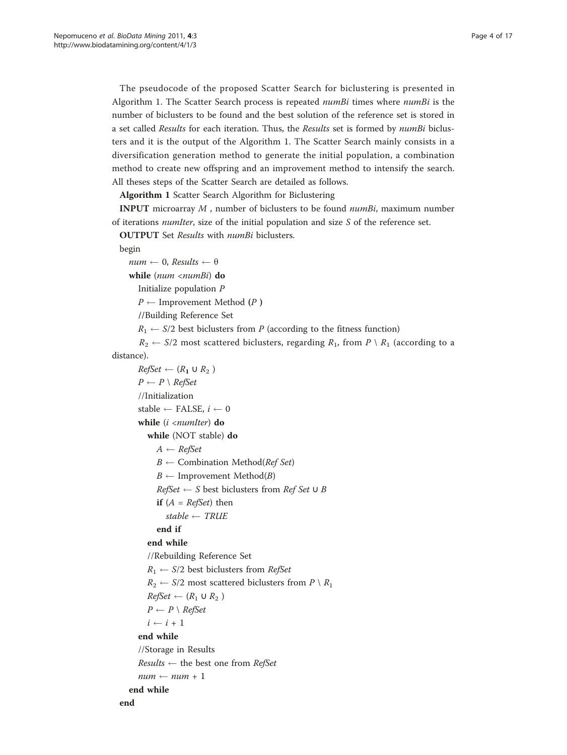The pseudocode of the proposed Scatter Search for biclustering is presented in Algorithm 1. The Scatter Search process is repeated *numBi* times where *numBi* is the number of biclusters to be found and the best solution of the reference set is stored in a set called *Results* for each iteration. Thus, the *Results* set is formed by *numBi* biclusters and it is the output of the Algorithm 1. The Scatter Search mainly consists in a diversification generation method to generate the initial population, a combination method to create new offspring and an improvement method to intensify the search. All theses steps of the Scatter Search are detailed as follows.

**Algorithm 1** Scatter Search Algorithm for Biclustering

**INPUT** microarray $M$ , number of biclusters to be found *numBi*, maximum number of iterations *numIter*, size of the initial population and size $S$ of the reference set.

**OUTPUT** Set *Results* with *numBi* biclusters.

begin
  $num \leftarrow 0$, $Results \leftarrow \theta$
  **while** ($num < numBi$) **do**
    Initialize population $P$
    $P \leftarrow$ Improvement Method **(**$P$ **)**
    //Building Reference Set
    $R_1 \leftarrow S/2$ best biclusters from $P$ (according to the fitness function)
    $R_2 \leftarrow S/2$ most scattered biclusters, regarding $R_1$, from $P \setminus R_1$ (according to a distance).
    $RefSet \leftarrow (R_1 \cup R_2)$
    $P \leftarrow P \setminus RefSet$
    //Initialization
    stable $\leftarrow$ FALSE, $i \leftarrow 0$
    **while** ($i < numIter$) **do**
      **while** (NOT stable) **do**
        $A \leftarrow RefSet$
        $B \leftarrow$ Combination Method(*Ref Set*)
        $B \leftarrow$ Improvement Method($B$)
        $RefSet \leftarrow S$ best biclusters from $Ref\ Set \cup B$
        **if** ($A = RefSet$) then
          $stable \leftarrow TRUE$
        **end if**
      **end while**
      //Rebuilding Reference Set
      $R_1 \leftarrow S/2$ best biclusters from *RefSet*
      $R_2 \leftarrow S/2$ most scattered biclusters from $P \setminus R_1$
      $RefSet \leftarrow (R_1 \cup R_2)$
      $P \leftarrow P \setminus RefSet$
      $i \leftarrow i + 1$
    **end while**
    //Storage in Results
    $Results \leftarrow$ the best one from *RefSet*
    $num \leftarrow num + 1$
  **end while**
end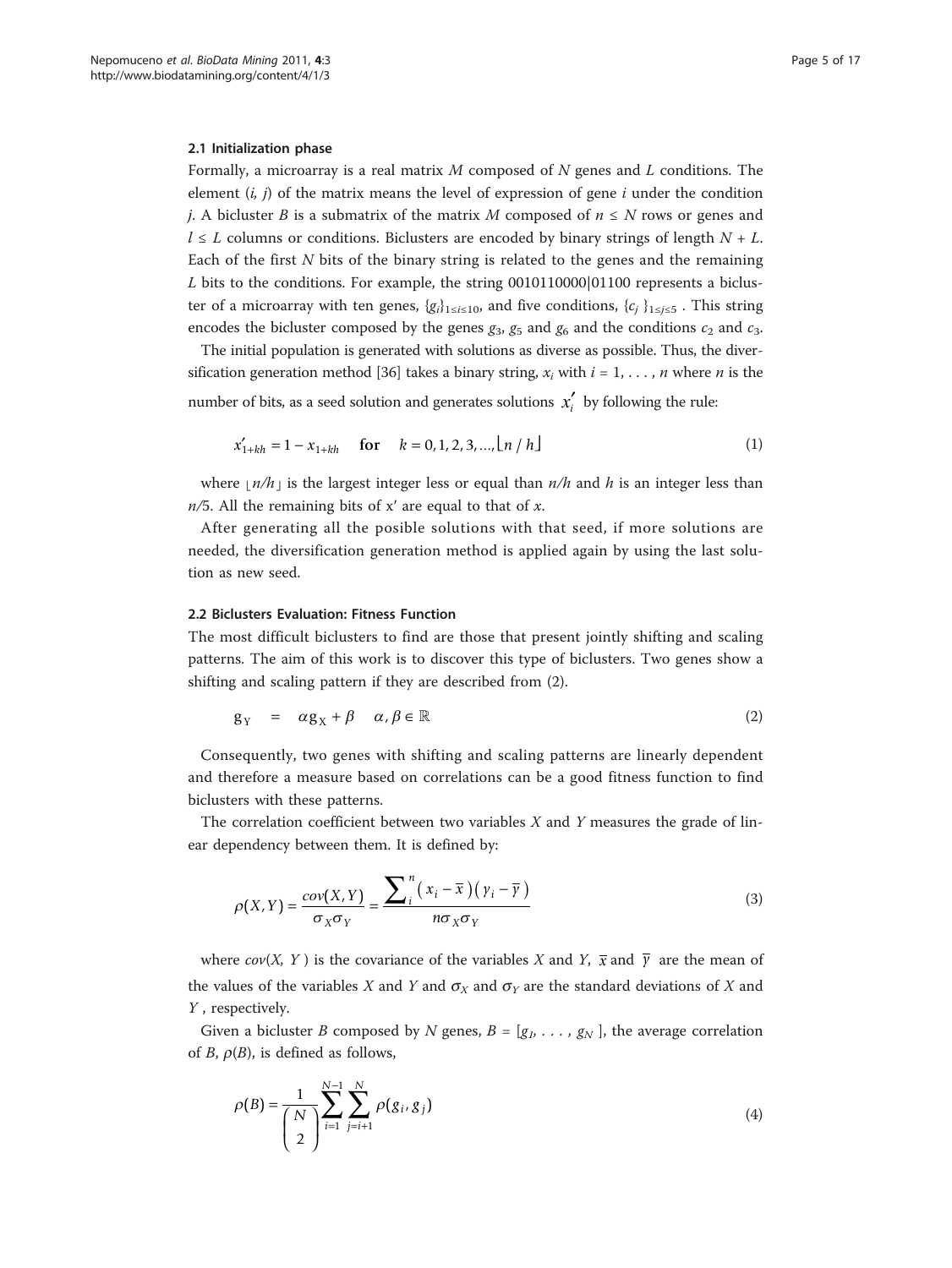### 2.1 Initialization phase

Formally, a microarray is a real matrix $M$ composed of $N$ genes and $L$ conditions. The element $(i, j)$ of the matrix means the level of expression of gene $i$ under the condition $j$. A bicluster $B$ is a submatrix of the matrix $M$ composed of $n \leq N$ rows or genes and $l \leq L$ columns or conditions. Biclusters are encoded by binary strings of length $N + L$. Each of the first $N$ bits of the binary string is related to the genes and the remaining $L$ bits to the conditions. For example, the string 0010110000|01100 represents a bicluster of a microarray with ten genes, $\{g_i\}_{1 \leq i \leq 10}$, and five conditions, $\{c_j\}_{1 \leq j \leq 5}$. This string encodes the bicluster composed by the genes $g_3$, $g_5$ and $g_6$ and the conditions $c_2$ and $c_3$.

The initial population is generated with solutions as diverse as possible. Thus, the diversification generation method [36] takes a binary string, $x_i$ with $i = 1, \ldots, n$ where $n$ is the number of bits, as a seed solution and generates solutions $x'_i$ by following the rule:

$$x'_{1+kh} = 1 - x_{1+kh} \quad \textbf{for} \quad k = 0, 1, 2, 3, \ldots, \lfloor n/h \rfloor \tag{1}$$

where $\lfloor n/h \rfloor$ is the largest integer less or equal than $n/h$ and $h$ is an integer less than $n/5$. All the remaining bits of $x'$ are equal to that of $x$.

After generating all the posible solutions with that seed, if more solutions are needed, the diversification generation method is applied again by using the last solution as new seed.

### 2.2 Biclusters Evaluation: Fitness Function

The most difficult biclusters to find are those that present jointly shifting and scaling patterns. The aim of this work is to discover this type of biclusters. Two genes show a shifting and scaling pattern if they are described from (2).

$$g_Y = \alpha g_X + \beta \quad \alpha, \beta \in \mathbb{R} \tag{2}$$

Consequently, two genes with shifting and scaling patterns are linearly dependent and therefore a measure based on correlations can be a good fitness function to find biclusters with these patterns.

The correlation coefficient between two variables $X$ and $Y$ measures the grade of linear dependency between them. It is defined by:

$$\rho(X, Y) = \frac{cov(X, Y)}{\sigma_X \sigma_Y} = \frac{\sum_i^n (x_i - \bar{x})(y_i - \bar{y})}{n \sigma_X \sigma_Y} \tag{3}$$

where $cov(X, Y)$ is the covariance of the variables $X$ and $Y$, $\bar{x}$ and $\bar{y}$ are the mean of the values of the variables $X$ and $Y$ and $\sigma_X$ and $\sigma_Y$ are the standard deviations of $X$ and $Y$, respectively.

Given a bicluster $B$ composed by $N$ genes, $B = [g_1, \ldots, g_N]$, the average correlation of $B$, $\rho(B)$, is defined as follows,

$$\rho(B) = \frac{1}{\binom{N}{2}} \sum_{i=1}^{N-1} \sum_{j=i+1}^{N} \rho(g_i, g_j) \tag{4}$$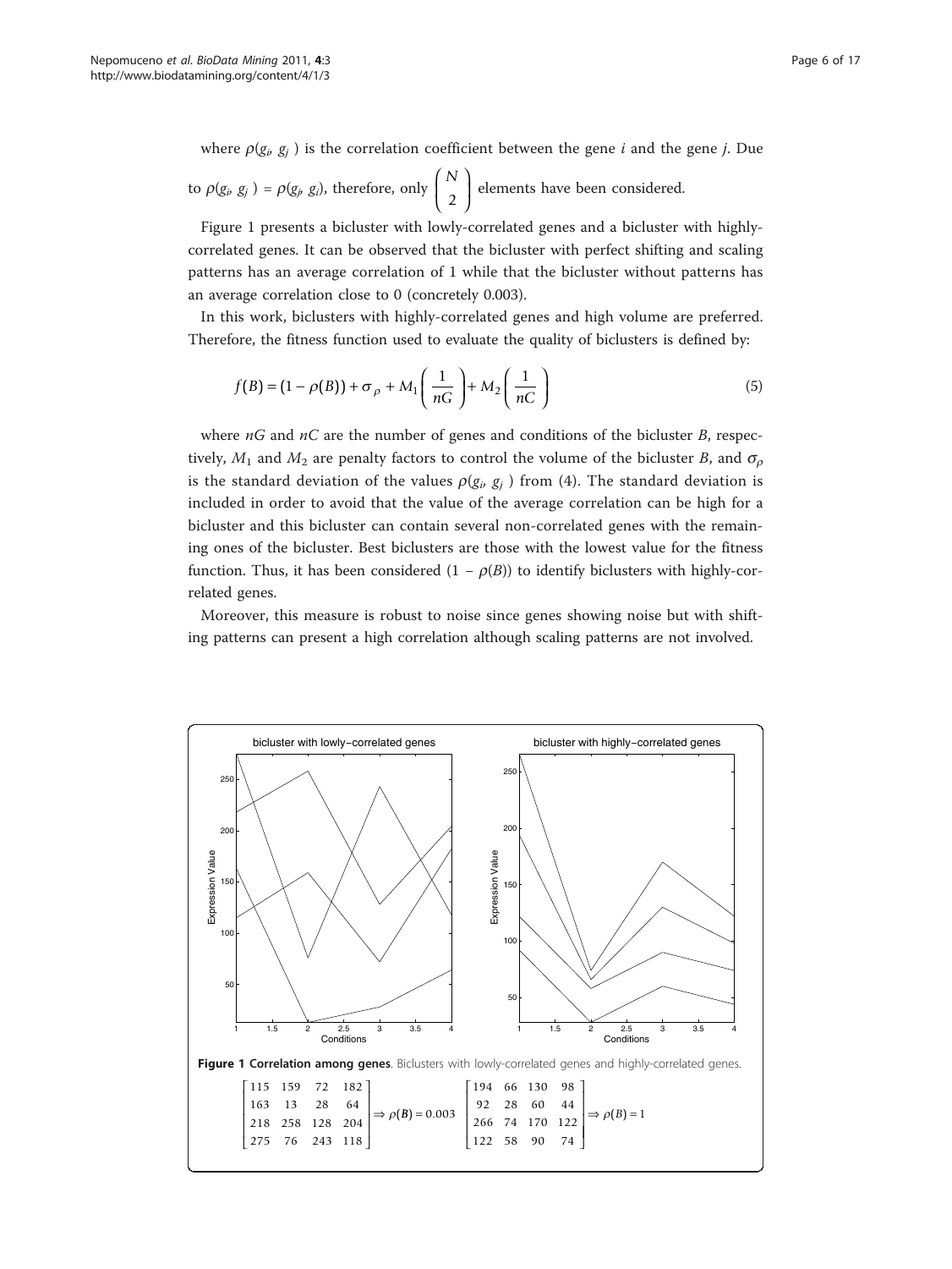where $\rho(g_i, g_j)$ is the correlation coefficient between the gene $i$ and the gene $j$. Due to $\rho(g_i, g_j) = \rho(g_j, g_i)$, therefore, only $\binom{N}{2}$ elements have been considered.

Figure 1 presents a bicluster with lowly-correlated genes and a bicluster with highly-correlated genes. It can be observed that the bicluster with perfect shifting and scaling patterns has an average correlation of 1 while that the bicluster without patterns has an average correlation close to 0 (concretely 0.003).

In this work, biclusters with highly-correlated genes and high volume are preferred. Therefore, the fitness function used to evaluate the quality of biclusters is defined by:

$$f(B) = (1 - \rho(B)) + \sigma_\rho + M_1\left(\frac{1}{nG}\right) + M_2\left(\frac{1}{nC}\right) \tag{5}$$

where $nG$ and $nC$ are the number of genes and conditions of the bicluster $B$, respectively, $M_1$ and $M_2$ are penalty factors to control the volume of the bicluster $B$, and $\sigma_\rho$ is the standard deviation of the values $\rho(g_i, g_j)$ from (4). The standard deviation is included in order to avoid that the value of the average correlation can be high for a bicluster and this bicluster can contain several non-correlated genes with the remaining ones of the bicluster. Best biclusters are those with the lowest value for the fitness function. Thus, it has been considered $(1 - \rho(B))$ to identify biclusters with highly-correlated genes.

Moreover, this measure is robust to noise since genes showing noise but with shifting patterns can present a high correlation although scaling patterns are not involved.

**Figure 1 Correlation among genes**. Biclusters with lowly-correlated genes and highly-correlated genes.

$$\begin{bmatrix} 115 & 159 & 72 & 182 \\ 163 & 13 & 28 & 64 \\ 218 & 258 & 128 & 204 \\ 275 & 76 & 243 & 118 \end{bmatrix} \Rightarrow \rho(\mathbf{B}) = 0.003 \qquad \begin{bmatrix} 194 & 66 & 130 & 98 \\ 92 & 28 & 60 & 44 \\ 266 & 74 & 170 & 122 \\ 122 & 58 & 90 & 74 \end{bmatrix} \Rightarrow \rho(\mathbf{B}) = 1$$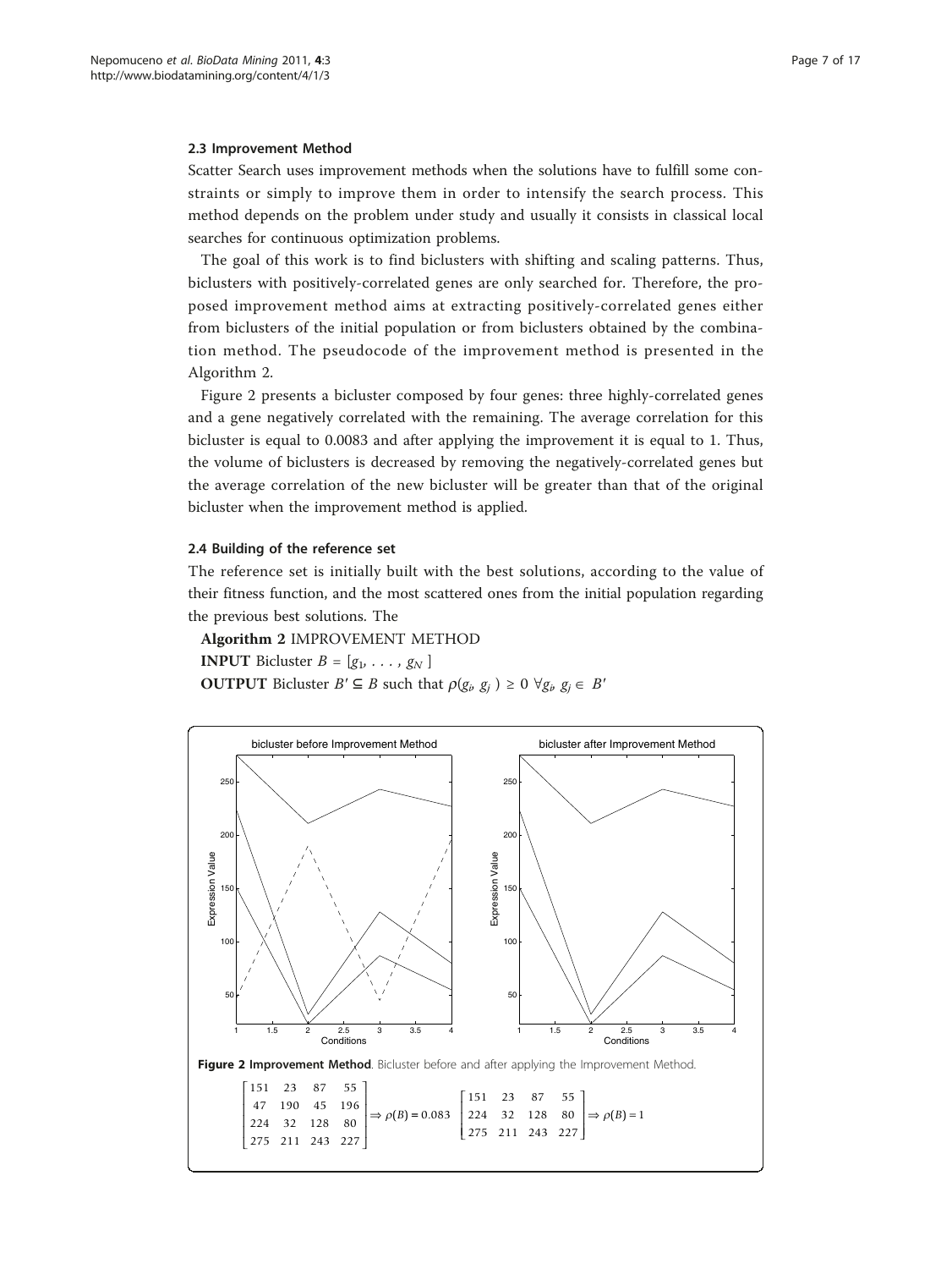### 2.3 Improvement Method

Scatter Search uses improvement methods when the solutions have to fulfill some constraints or simply to improve them in order to intensify the search process. This method depends on the problem under study and usually it consists in classical local searches for continuous optimization problems.

The goal of this work is to find biclusters with shifting and scaling patterns. Thus, biclusters with positively-correlated genes are only searched for. Therefore, the proposed improvement method aims at extracting positively-correlated genes either from biclusters of the initial population or from biclusters obtained by the combination method. The pseudocode of the improvement method is presented in the Algorithm 2.

Figure 2 presents a bicluster composed by four genes: three highly-correlated genes and a gene negatively correlated with the remaining. The average correlation for this bicluster is equal to 0.0083 and after applying the improvement it is equal to 1. Thus, the volume of biclusters is decreased by removing the negatively-correlated genes but the average correlation of the new bicluster will be greater than that of the original bicluster when the improvement method is applied.

### 2.4 Building of the reference set

The reference set is initially built with the best solutions, according to the value of their fitness function, and the most scattered ones from the initial population regarding the previous best solutions. The

**Algorithm 2** IMPROVEMENT METHOD

**INPUT** Bicluster $B = [g_1, \ldots, g_N]$

**OUTPUT** Bicluster $B' \subseteq B$ such that $\rho(g_i, g_j) \geq 0 \ \forall g_i, g_j \in B'$

**Figure 2 Improvement Method**. Bicluster before and after applying the Improvement Method.

$$\begin{bmatrix} 151 & 23 & 87 & 55 \\ 47 & 190 & 45 & 196 \\ 224 & 32 & 128 & 80 \\ 275 & 211 & 243 & 227 \end{bmatrix} \Rightarrow \rho(B) = 0.083 \quad \begin{bmatrix} 151 & 23 & 87 & 55 \\ 224 & 32 & 128 & 80 \\ 275 & 211 & 243 & 227 \end{bmatrix} \Rightarrow \rho(B) = 1$$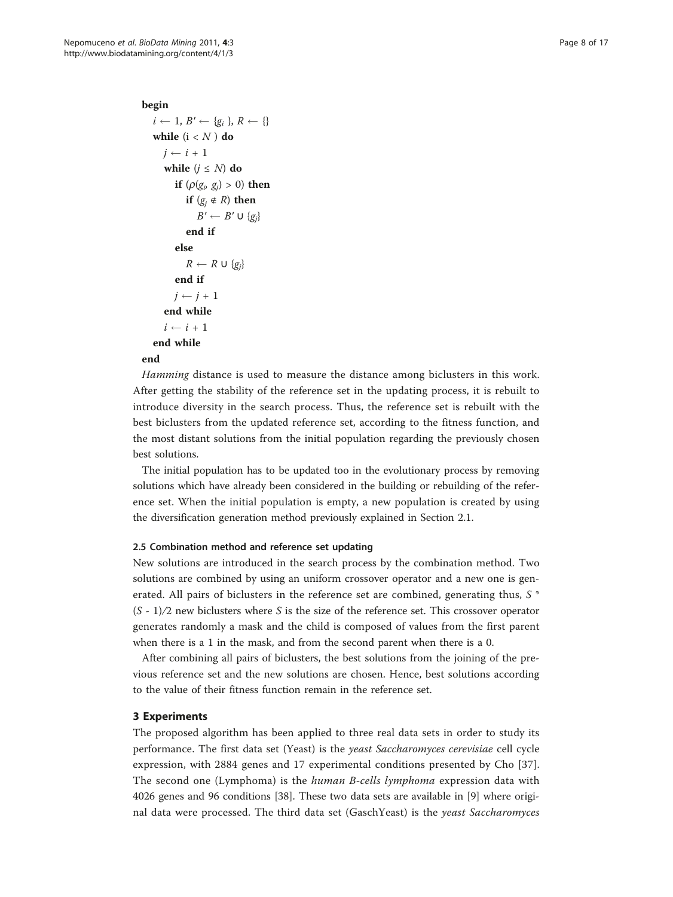```
begin
  i ← 1, B' ← {g_i }, R ← {}
  while (i < N ) do
    j ← i + 1
    while (j ≤ N) do
      if (ρ(g_i, g_j) > 0) then
        if (g_j ∉ R) then
          B' ← B' ∪ {g_j}
        end if
      else
        R ← R ∪ {g_j}
      end if
      j ← j + 1
    end while
    i ← i + 1
  end while
end
```

*Hamming* distance is used to measure the distance among biclusters in this work. After getting the stability of the reference set in the updating process, it is rebuilt to introduce diversity in the search process. Thus, the reference set is rebuilt with the best biclusters from the updated reference set, according to the fitness function, and the most distant solutions from the initial population regarding the previously chosen best solutions.

The initial population has to be updated too in the evolutionary process by removing solutions which have already been considered in the building or rebuilding of the reference set. When the initial population is empty, a new population is created by using the diversification generation method previously explained in Section 2.1.

#### 2.5 Combination method and reference set updating

New solutions are introduced in the search process by the combination method. Two solutions are combined by using an uniform crossover operator and a new one is generated. All pairs of biclusters in the reference set are combined, generating thus, $S * (S - 1)/2$ new biclusters where $S$ is the size of the reference set. This crossover operator generates randomly a mask and the child is composed of values from the first parent when there is a 1 in the mask, and from the second parent when there is a 0.

After combining all pairs of biclusters, the best solutions from the joining of the previous reference set and the new solutions are chosen. Hence, best solutions according to the value of their fitness function remain in the reference set.

## 3 Experiments

The proposed algorithm has been applied to three real data sets in order to study its performance. The first data set (Yeast) is the *yeast Saccharomyces cerevisiae* cell cycle expression, with 2884 genes and 17 experimental conditions presented by Cho [37]. The second one (Lymphoma) is the *human B-cells lymphoma* expression data with 4026 genes and 96 conditions [38]. These two data sets are available in [9] where original data were processed. The third data set (GaschYeast) is the *yeast Saccharomyces*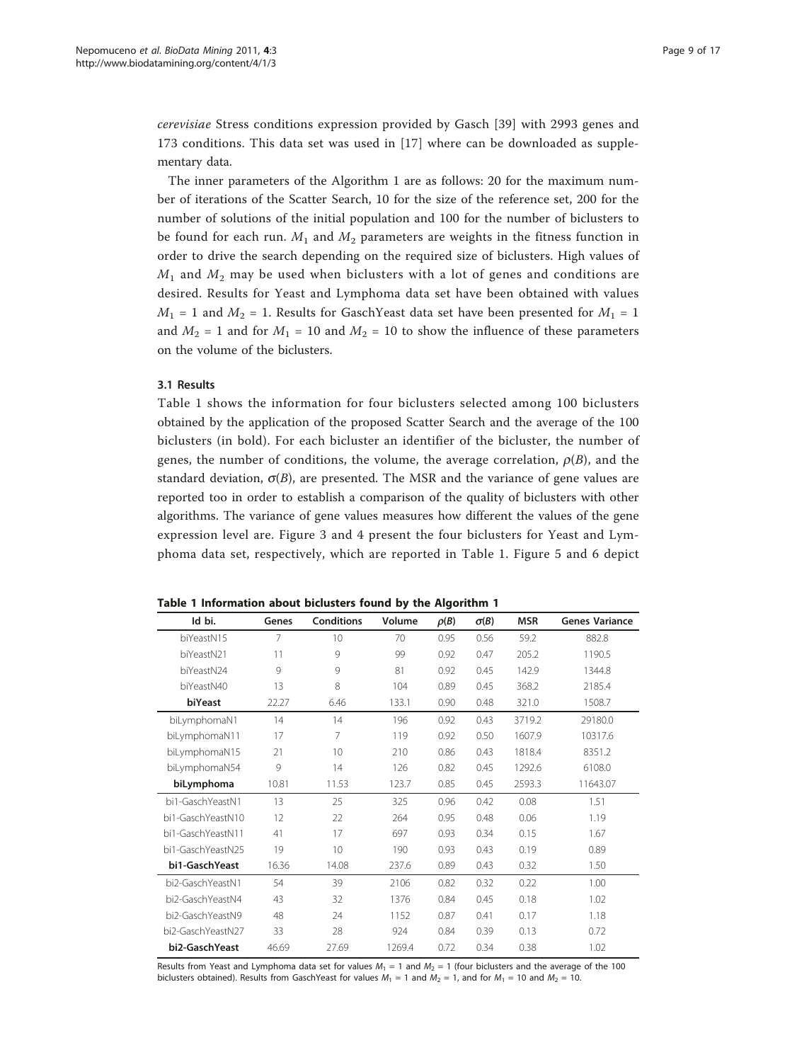*cerevisiae* Stress conditions expression provided by Gasch [39] with 2993 genes and 173 conditions. This data set was used in [17] where can be downloaded as supplementary data.

The inner parameters of the Algorithm 1 are as follows: 20 for the maximum number of iterations of the Scatter Search, 10 for the size of the reference set, 200 for the number of solutions of the initial population and 100 for the number of biclusters to be found for each run. $M_1$ and $M_2$ parameters are weights in the fitness function in order to drive the search depending on the required size of biclusters. High values of $M_1$ and $M_2$ may be used when biclusters with a lot of genes and conditions are desired. Results for Yeast and Lymphoma data set have been obtained with values $M_1 = 1$ and $M_2 = 1$. Results for GaschYeast data set have been presented for $M_1 = 1$ and $M_2 = 1$ and for $M_1 = 10$ and $M_2 = 10$ to show the influence of these parameters on the volume of the biclusters.

### 3.1 Results

Table 1 shows the information for four biclusters selected among 100 biclusters obtained by the application of the proposed Scatter Search and the average of the 100 biclusters (in bold). For each bicluster an identifier of the bicluster, the number of genes, the number of conditions, the volume, the average correlation, $\rho(B)$, and the standard deviation, $\sigma(B)$, are presented. The MSR and the variance of gene values are reported too in order to establish a comparison of the quality of biclusters with other algorithms. The variance of gene values measures how different the values of the gene expression level are. Figure 3 and 4 present the four biclusters for Yeast and Lymphoma data set, respectively, which are reported in Table 1. Figure 5 and 6 depict

**Table 1 Information about biclusters found by the Algorithm 1**

| Id bi. | Genes | Conditions | Volume | $\rho(B)$ | $\sigma(B)$ | MSR | Genes Variance |
|---|---|---|---|---|---|---|---|
| biYeastN15 | 7 | 10 | 70 | 0.95 | 0.56 | 59.2 | 882.8 |
| biYeastN21 | 11 | 9 | 99 | 0.92 | 0.47 | 205.2 | 1190.5 |
| biYeastN24 | 9 | 9 | 81 | 0.92 | 0.45 | 142.9 | 1344.8 |
| biYeastN40 | 13 | 8 | 104 | 0.89 | 0.45 | 368.2 | 2185.4 |
| **biYeast** | 22.27 | 6.46 | 133.1 | 0.90 | 0.48 | 321.0 | 1508.7 |
| biLymphomaN1 | 14 | 14 | 196 | 0.92 | 0.43 | 3719.2 | 29180.0 |
| biLymphomaN11 | 17 | 7 | 119 | 0.92 | 0.50 | 1607.9 | 10317.6 |
| biLymphomaN15 | 21 | 10 | 210 | 0.86 | 0.43 | 1818.4 | 8351.2 |
| biLymphomaN54 | 9 | 14 | 126 | 0.82 | 0.45 | 1292.6 | 6108.0 |
| **biLymphoma** | 10.81 | 11.53 | 123.7 | 0.85 | 0.45 | 2593.3 | 11643.07 |
| bi1-GaschYeastN1 | 13 | 25 | 325 | 0.96 | 0.42 | 0.08 | 1.51 |
| bi1-GaschYeastN10 | 12 | 22 | 264 | 0.95 | 0.48 | 0.06 | 1.19 |
| bi1-GaschYeastN11 | 41 | 17 | 697 | 0.93 | 0.34 | 0.15 | 1.67 |
| bi1-GaschYeastN25 | 19 | 10 | 190 | 0.93 | 0.43 | 0.19 | 0.89 |
| **bi1-GaschYeast** | 16.36 | 14.08 | 237.6 | 0.89 | 0.43 | 0.32 | 1.50 |
| bi2-GaschYeastN1 | 54 | 39 | 2106 | 0.82 | 0.32 | 0.22 | 1.00 |
| bi2-GaschYeastN4 | 43 | 32 | 1376 | 0.84 | 0.45 | 0.18 | 1.02 |
| bi2-GaschYeastN9 | 48 | 24 | 1152 | 0.87 | 0.41 | 0.17 | 1.18 |
| bi2-GaschYeastN27 | 33 | 28 | 924 | 0.84 | 0.39 | 0.13 | 0.72 |
| **bi2-GaschYeast** | 46.69 | 27.69 | 1269.4 | 0.72 | 0.34 | 0.38 | 1.02 |

Results from Yeast and Lymphoma data set for values $M_1 = 1$ and $M_2 = 1$ (four biclusters and the average of the 100 biclusters obtained). Results from GaschYeast for values $M_1 = 1$ and $M_2 = 1$, and for $M_1 = 10$ and $M_2 = 10$.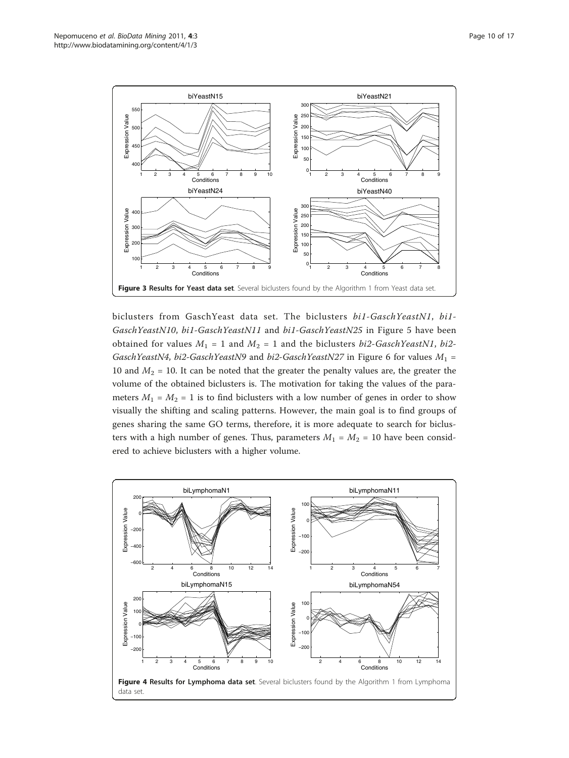Figure 3 **Results for Yeast data set**. Several biclusters found by the Algorithm 1 from Yeast data set.

biclusters from GaschYeast data set. The biclusters *bi1-GaschYeastN1*, *bi1-GaschYeastN10*, *bi1-GaschYeastN11* and *bi1-GaschYeastN25* in Figure 5 have been obtained for values $M_1 = 1$ and $M_2 = 1$ and the biclusters *bi2-GaschYeastN1*, *bi2-GaschYeastN4*, *bi2-GaschYeastN9* and *bi2-GaschYeastN27* in Figure 6 for values $M_1 = 10$ and $M_2 = 10$. It can be noted that the greater the penalty values are, the greater the volume of the obtained biclusters is. The motivation for taking the values of the parameters $M_1 = M_2 = 1$ is to find biclusters with a low number of genes in order to show visually the shifting and scaling patterns. However, the main goal is to find groups of genes sharing the same GO terms, therefore, it is more adequate to search for biclusters with a high number of genes. Thus, parameters $M_1 = M_2 = 10$ have been considered to achieve biclusters with a higher volume.

Figure 4 **Results for Lymphoma data set**. Several biclusters found by the Algorithm 1 from Lymphoma data set.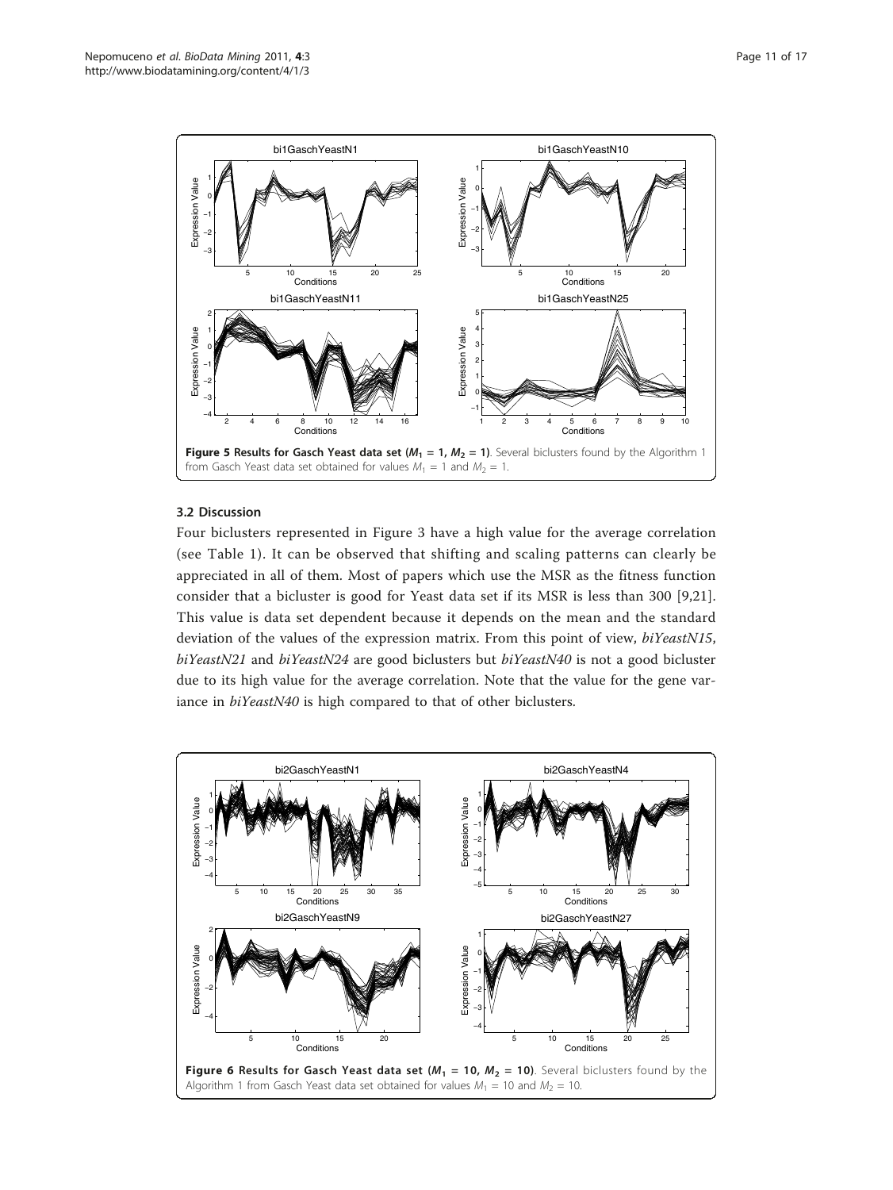**Figure 5 Results for Gasch Yeast data set ($M_1$ = 1, $M_2$ = 1)**. Several biclusters found by the Algorithm 1 from Gasch Yeast data set obtained for values $M_1$ = 1 and $M_2$ = 1.

### 3.2 Discussion

Four biclusters represented in Figure 3 have a high value for the average correlation (see Table 1). It can be observed that shifting and scaling patterns can clearly be appreciated in all of them. Most of papers which use the MSR as the fitness function consider that a bicluster is good for Yeast data set if its MSR is less than 300 [9,21]. This value is data set dependent because it depends on the mean and the standard deviation of the values of the expression matrix. From this point of view, *biYeastN15*, *biYeastN21* and *biYeastN24* are good biclusters but *biYeastN40* is not a good bicluster due to its high value for the average correlation. Note that the value for the gene variance in *biYeastN40* is high compared to that of other biclusters.

**Figure 6 Results for Gasch Yeast data set ($M_1$ = 10, $M_2$ = 10)**. Several biclusters found by the Algorithm 1 from Gasch Yeast data set obtained for values $M_1$ = 10 and $M_2$ = 10.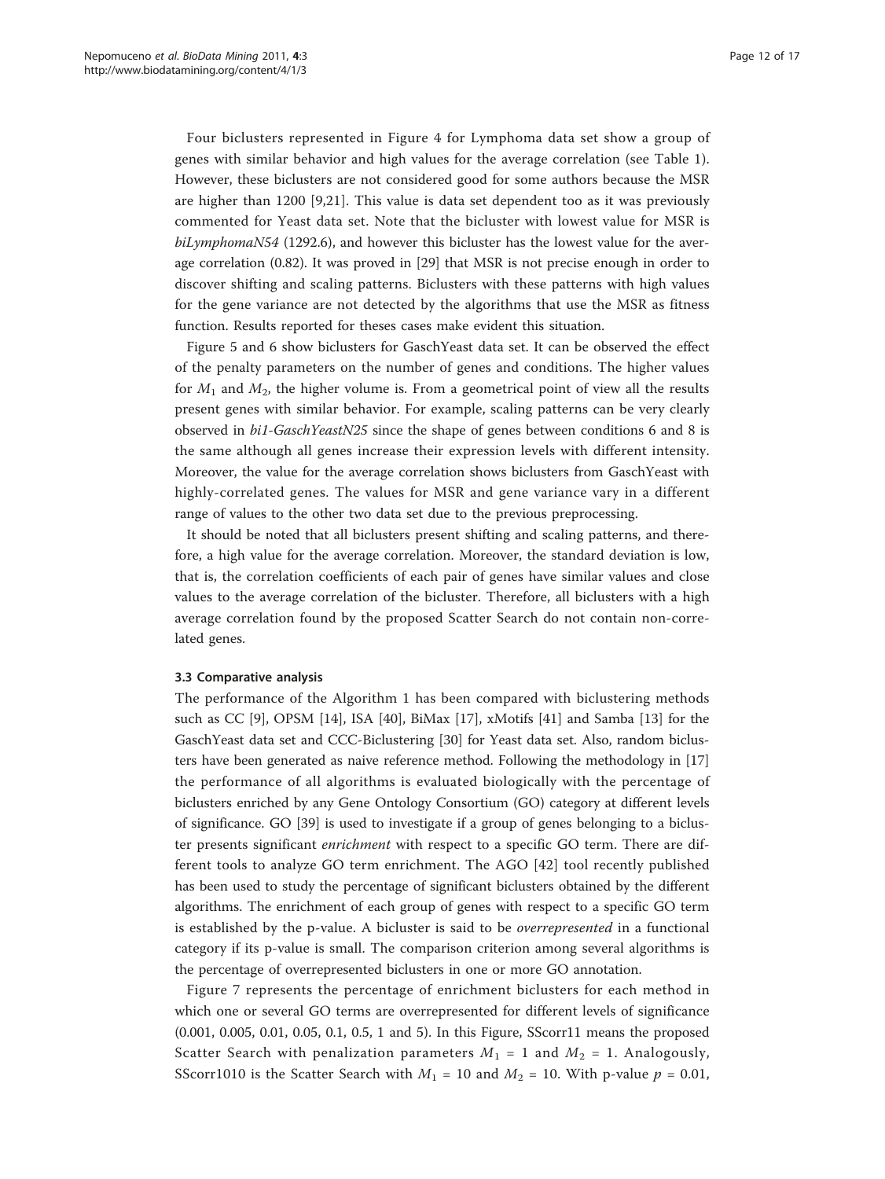Four biclusters represented in Figure 4 for Lymphoma data set show a group of genes with similar behavior and high values for the average correlation (see Table 1). However, these biclusters are not considered good for some authors because the MSR are higher than 1200 [9,21]. This value is data set dependent too as it was previously commented for Yeast data set. Note that the bicluster with lowest value for MSR is *biLymphomaN54* (1292.6), and however this bicluster has the lowest value for the average correlation (0.82). It was proved in [29] that MSR is not precise enough in order to discover shifting and scaling patterns. Biclusters with these patterns with high values for the gene variance are not detected by the algorithms that use the MSR as fitness function. Results reported for theses cases make evident this situation.

Figure 5 and 6 show biclusters for GaschYeast data set. It can be observed the effect of the penalty parameters on the number of genes and conditions. The higher values for $M_1$ and $M_2$, the higher volume is. From a geometrical point of view all the results present genes with similar behavior. For example, scaling patterns can be very clearly observed in *bi1-GaschYeastN25* since the shape of genes between conditions 6 and 8 is the same although all genes increase their expression levels with different intensity. Moreover, the value for the average correlation shows biclusters from GaschYeast with highly-correlated genes. The values for MSR and gene variance vary in a different range of values to the other two data set due to the previous preprocessing.

It should be noted that all biclusters present shifting and scaling patterns, and therefore, a high value for the average correlation. Moreover, the standard deviation is low, that is, the correlation coefficients of each pair of genes have similar values and close values to the average correlation of the bicluster. Therefore, all biclusters with a high average correlation found by the proposed Scatter Search do not contain non-correlated genes.

### 3.3 Comparative analysis

The performance of the Algorithm 1 has been compared with biclustering methods such as CC [9], OPSM [14], ISA [40], BiMax [17], xMotifs [41] and Samba [13] for the GaschYeast data set and CCC-Biclustering [30] for Yeast data set. Also, random biclusters have been generated as naive reference method. Following the methodology in [17] the performance of all algorithms is evaluated biologically with the percentage of biclusters enriched by any Gene Ontology Consortium (GO) category at different levels of significance. GO [39] is used to investigate if a group of genes belonging to a bicluster presents significant *enrichment* with respect to a specific GO term. There are different tools to analyze GO term enrichment. The AGO [42] tool recently published has been used to study the percentage of significant biclusters obtained by the different algorithms. The enrichment of each group of genes with respect to a specific GO term is established by the p-value. A bicluster is said to be *overrepresented* in a functional category if its p-value is small. The comparison criterion among several algorithms is the percentage of overrepresented biclusters in one or more GO annotation.

Figure 7 represents the percentage of enrichment biclusters for each method in which one or several GO terms are overrepresented for different levels of significance (0.001, 0.005, 0.01, 0.05, 0.1, 0.5, 1 and 5). In this Figure, SScorr11 means the proposed Scatter Search with penalization parameters $M_1$ = 1 and $M_2$ = 1. Analogously, SScorr1010 is the Scatter Search with $M_1$ = 10 and $M_2$ = 10. With p-value $p$ = 0.01,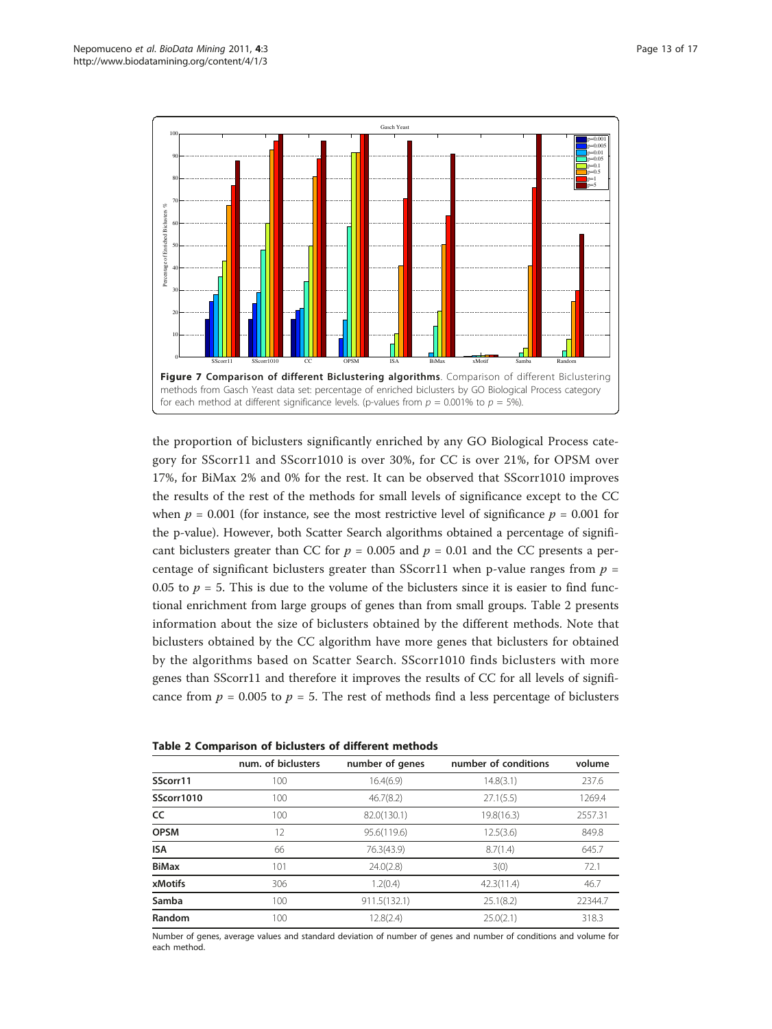**Figure 7 Comparison of different Biclustering algorithms**. Comparison of different Biclustering methods from Gasch Yeast data set: percentage of enriched biclusters by GO Biological Process category for each method at different significance levels. (p-values from $p = 0.001\%$ to $p = 5\%$).

the proportion of biclusters significantly enriched by any GO Biological Process category for SScorr11 and SScorr1010 is over 30%, for CC is over 21%, for OPSM over 17%, for BiMax 2% and 0% for the rest. It can be observed that SScorr1010 improves the results of the rest of the methods for small levels of significance except to the CC when $p = 0.001$ (for instance, see the most restrictive level of significance $p = 0.001$ for the p-value). However, both Scatter Search algorithms obtained a percentage of significant biclusters greater than CC for $p = 0.005$ and $p = 0.01$ and the CC presents a percentage of significant biclusters greater than SScorr11 when p-value ranges from $p = 0.05$ to $p = 5$. This is due to the volume of the biclusters since it is easier to find functional enrichment from large groups of genes than from small groups. Table 2 presents information about the size of biclusters obtained by the different methods. Note that biclusters obtained by the CC algorithm have more genes that biclusters for obtained by the algorithms based on Scatter Search. SScorr1010 finds biclusters with more genes than SScorr11 and therefore it improves the results of CC for all levels of significance from $p = 0.005$ to $p = 5$. The rest of methods find a less percentage of biclusters

**Table 2 Comparison of biclusters of different methods**

| | num. of biclusters | number of genes | number of conditions | volume |
|---|---|---|---|---|
| **SScorr11** | 100 | 16.4(6.9) | 14.8(3.1) | 237.6 |
| **SScorr1010** | 100 | 46.7(8.2) | 27.1(5.5) | 1269.4 |
| **CC** | 100 | 82.0(130.1) | 19.8(16.3) | 2557.31 |
| **OPSM** | 12 | 95.6(119.6) | 12.5(3.6) | 849.8 |
| **ISA** | 66 | 76.3(43.9) | 8.7(1.4) | 645.7 |
| **BiMax** | 101 | 24.0(2.8) | 3(0) | 72.1 |
| **xMotifs** | 306 | 1.2(0.4) | 42.3(11.4) | 46.7 |
| **Samba** | 100 | 911.5(132.1) | 25.1(8.2) | 22344.7 |
| **Random** | 100 | 12.8(2.4) | 25.0(2.1) | 318.3 |

Number of genes, average values and standard deviation of number of genes and number of conditions and volume for each method.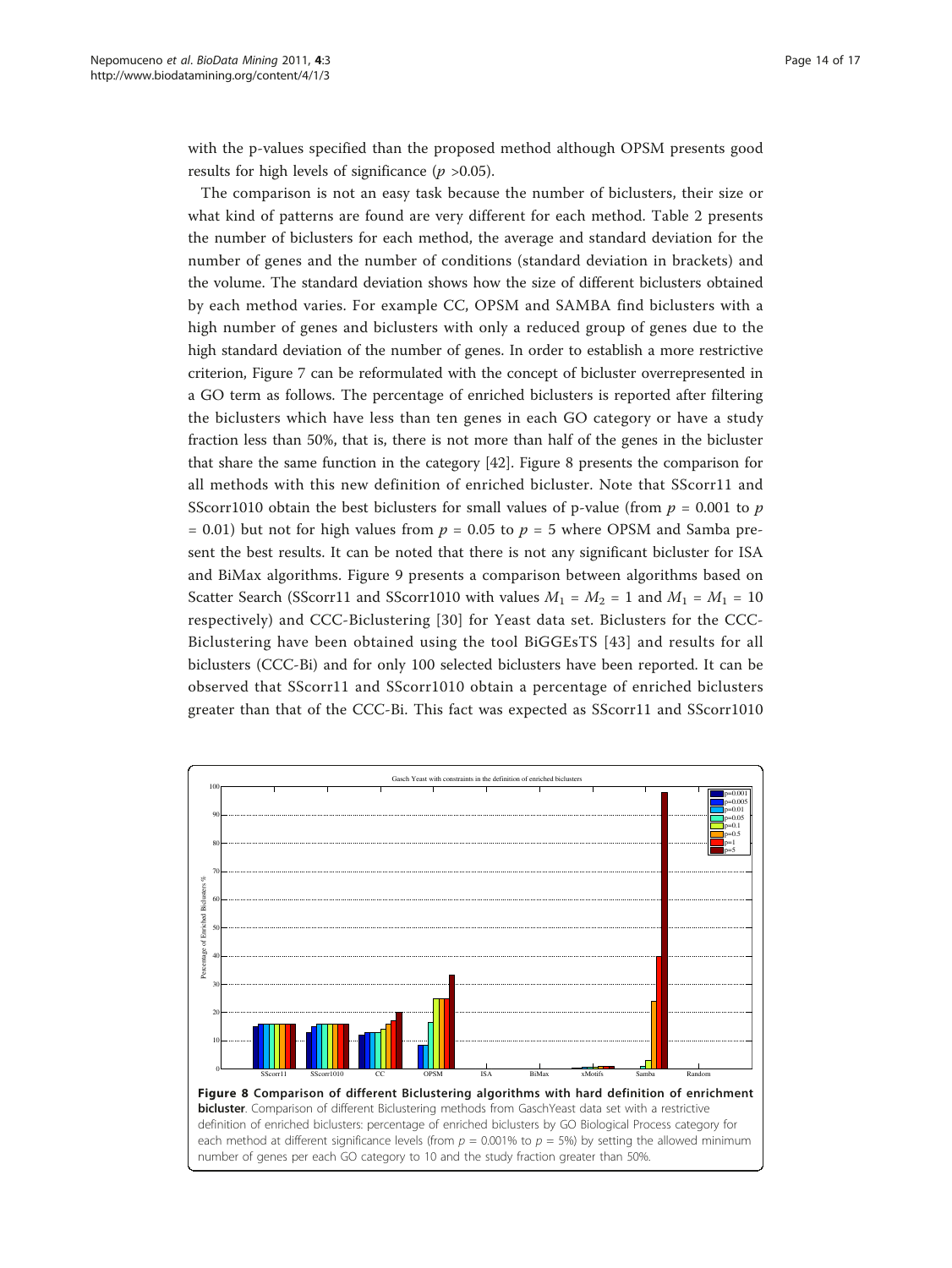with the p-values specified than the proposed method although OPSM presents good results for high levels of significance ($p$ >0.05).

The comparison is not an easy task because the number of biclusters, their size or what kind of patterns are found are very different for each method. Table 2 presents the number of biclusters for each method, the average and standard deviation for the number of genes and the number of conditions (standard deviation in brackets) and the volume. The standard deviation shows how the size of different biclusters obtained by each method varies. For example CC, OPSM and SAMBA find biclusters with a high number of genes and biclusters with only a reduced group of genes due to the high standard deviation of the number of genes. In order to establish a more restrictive criterion, Figure 7 can be reformulated with the concept of bicluster overrepresented in a GO term as follows. The percentage of enriched biclusters is reported after filtering the biclusters which have less than ten genes in each GO category or have a study fraction less than 50%, that is, there is not more than half of the genes in the bicluster that share the same function in the category [42]. Figure 8 presents the comparison for all methods with this new definition of enriched bicluster. Note that SScorr11 and SScorr1010 obtain the best biclusters for small values of p-value (from $p$ = 0.001 to $p$ = 0.01) but not for high values from $p$ = 0.05 to $p$ = 5 where OPSM and Samba present the best results. It can be noted that there is not any significant bicluster for ISA and BiMax algorithms. Figure 9 presents a comparison between algorithms based on Scatter Search (SScorr11 and SScorr1010 with values $M_1 = M_2 = 1$ and $M_1 = M_1 = 10$ respectively) and CCC-Biclustering [30] for Yeast data set. Biclusters for the CCC-Biclustering have been obtained using the tool BiGGEsTS [43] and results for all biclusters (CCC-Bi) and for only 100 selected biclusters have been reported. It can be observed that SScorr11 and SScorr1010 obtain a percentage of enriched biclusters greater than that of the CCC-Bi. This fact was expected as SScorr11 and SScorr1010

**Figure 8 Comparison of different Biclustering algorithms with hard definition of enrichment bicluster**. Comparison of different Biclustering methods from GaschYeast data set with a restrictive definition of enriched biclusters: percentage of enriched biclusters by GO Biological Process category for each method at different significance levels (from $p$ = 0.001% to $p$ = 5%) by setting the allowed minimum number of genes per each GO category to 10 and the study fraction greater than 50%.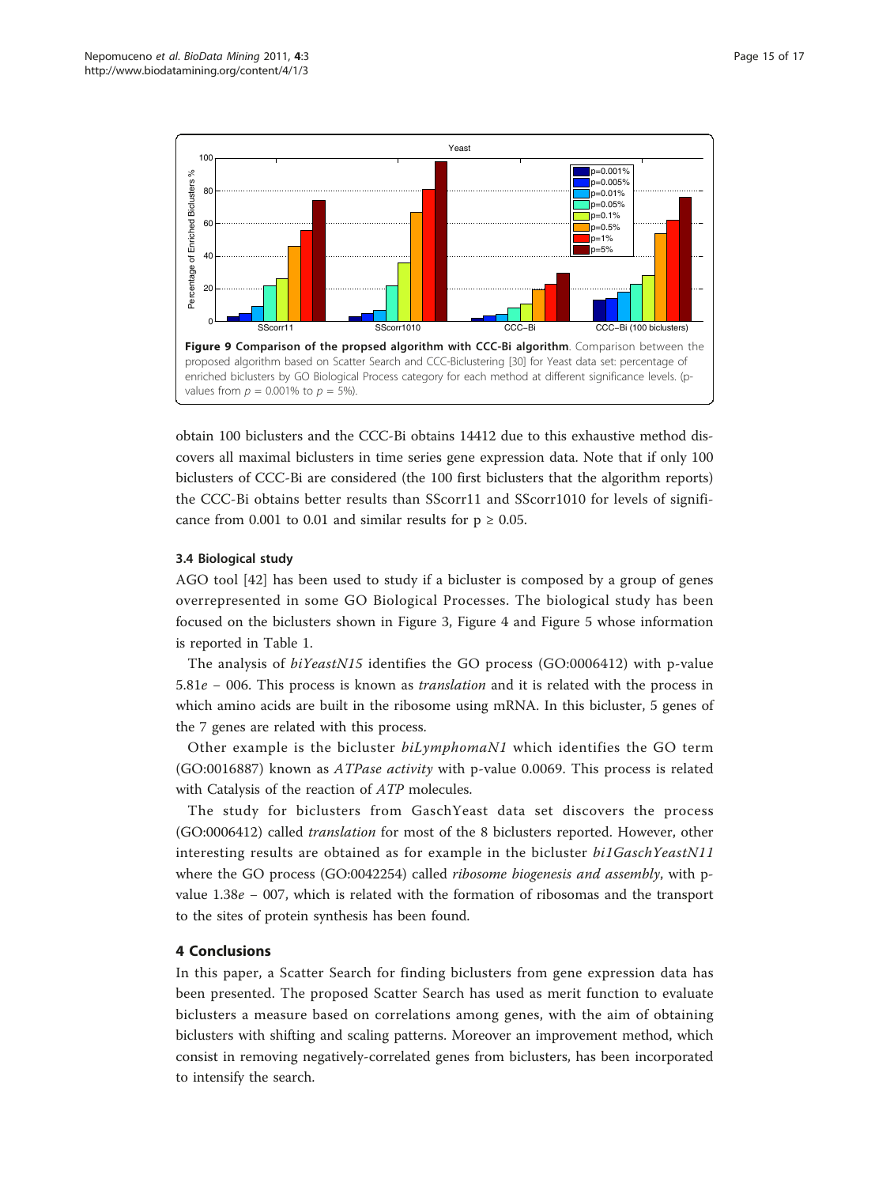**Figure 9 Comparison of the propsed algorithm with CCC-Bi algorithm**. Comparison between the proposed algorithm based on Scatter Search and CCC-Biclustering [30] for Yeast data set: percentage of enriched biclusters by GO Biological Process category for each method at different significance levels. (p-values from $p = 0.001\%$ to $p = 5\%$).

obtain 100 biclusters and the CCC-Bi obtains 14412 due to this exhaustive method discovers all maximal biclusters in time series gene expression data. Note that if only 100 biclusters of CCC-Bi are considered (the 100 first biclusters that the algorithm reports) the CCC-Bi obtains better results than SScorr11 and SScorr1010 for levels of significance from 0.001 to 0.01 and similar results for $p \geq 0.05$.

### 3.4 Biological study

AGO tool [42] has been used to study if a bicluster is composed by a group of genes overrepresented in some GO Biological Processes. The biological study has been focused on the biclusters shown in Figure 3, Figure 4 and Figure 5 whose information is reported in Table 1.

The analysis of *biYeastN15* identifies the GO process (GO:0006412) with p-value 5.81*e* − 006. This process is known as *translation* and it is related with the process in which amino acids are built in the ribosome using mRNA. In this bicluster, 5 genes of the 7 genes are related with this process.

Other example is the bicluster *biLymphomaN1* which identifies the GO term (GO:0016887) known as *ATPase activity* with p-value 0.0069. This process is related with Catalysis of the reaction of *ATP* molecules.

The study for biclusters from GaschYeast data set discovers the process (GO:0006412) called *translation* for most of the 8 biclusters reported. However, other interesting results are obtained as for example in the bicluster *bi1GaschYeastN11* where the GO process (GO:0042254) called *ribosome biogenesis and assembly*, with p-value 1.38*e* − 007, which is related with the formation of ribosomas and the transport to the sites of protein synthesis has been found.

## 4 Conclusions

In this paper, a Scatter Search for finding biclusters from gene expression data has been presented. The proposed Scatter Search has used as merit function to evaluate biclusters a measure based on correlations among genes, with the aim of obtaining biclusters with shifting and scaling patterns. Moreover an improvement method, which consist in removing negatively-correlated genes from biclusters, has been incorporated to intensify the search.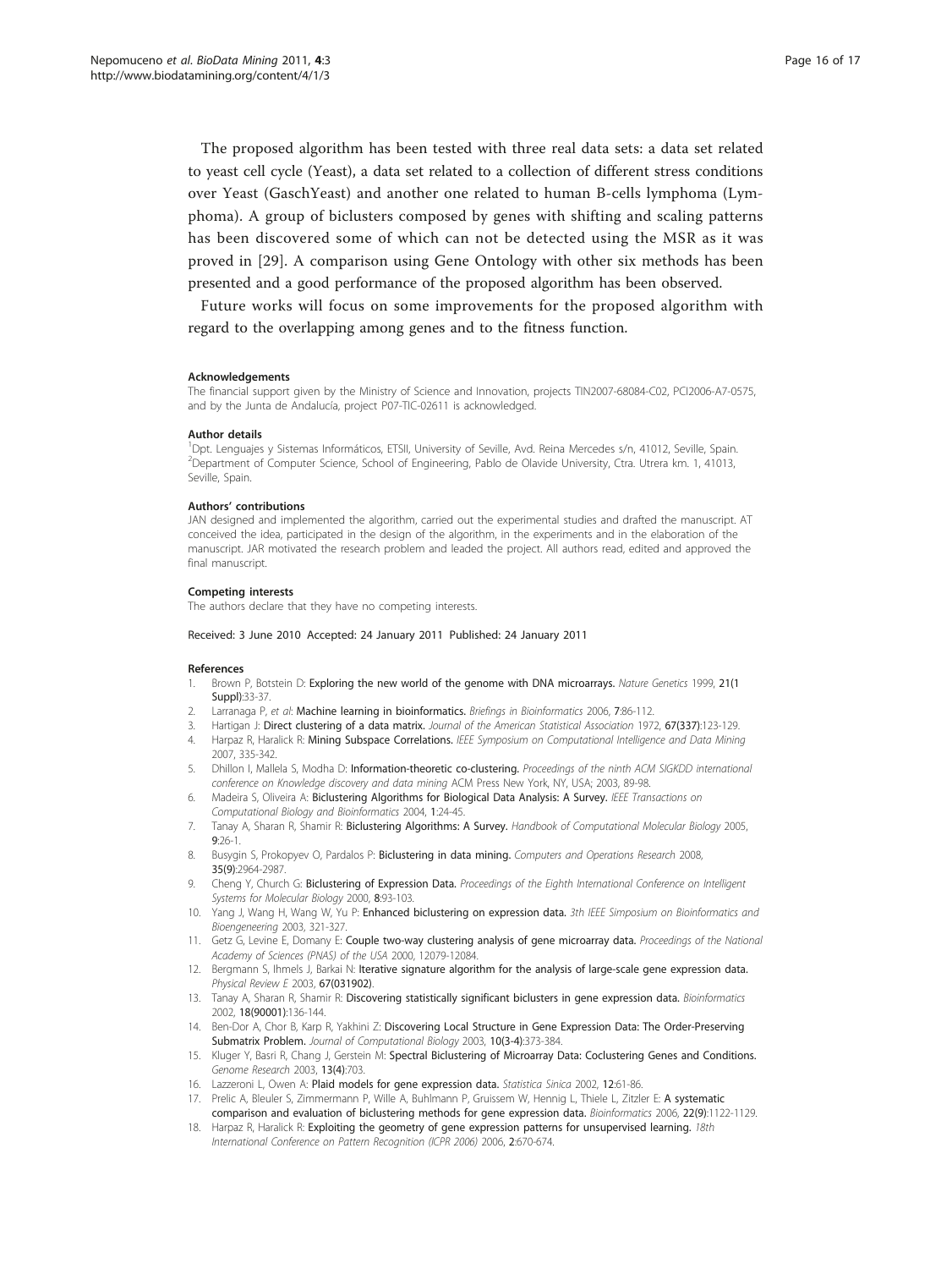The proposed algorithm has been tested with three real data sets: a data set related to yeast cell cycle (Yeast), a data set related to a collection of different stress conditions over Yeast (GaschYeast) and another one related to human B-cells lymphoma (Lymphoma). A group of biclusters composed by genes with shifting and scaling patterns has been discovered some of which can not be detected using the MSR as it was proved in [29]. A comparison using Gene Ontology with other six methods has been presented and a good performance of the proposed algorithm has been observed.

Future works will focus on some improvements for the proposed algorithm with regard to the overlapping among genes and to the fitness function.

#### Acknowledgements

The financial support given by the Ministry of Science and Innovation, projects TIN2007-68084-C02, PCI2006-A7-0575, and by the Junta de Andalucía, project P07-TIC-02611 is acknowledged.

#### Author details

[1]Dpt. Lenguajes y Sistemas Informáticos, ETSII, University of Seville, Avd. Reina Mercedes s/n, 41012, Seville, Spain. [2]Department of Computer Science, School of Engineering, Pablo de Olavide University, Ctra. Utrera km. 1, 41013, Seville, Spain.

#### Authors' contributions

JAN designed and implemented the algorithm, carried out the experimental studies and drafted the manuscript. AT conceived the idea, participated in the design of the algorithm, in the experiments and in the elaboration of the manuscript. JAR motivated the research problem and leaded the project. All authors read, edited and approved the final manuscript.

#### Competing interests

The authors declare that they have no competing interests.

Received: 3 June 2010 Accepted: 24 January 2011 Published: 24 January 2011

#### References

1. Brown P, Botstein D: **Exploring the new world of the genome with DNA microarrays.** *Nature Genetics* 1999, **21(1 Suppl)**:33-37.
2. Larranaga P, *et al*: **Machine learning in bioinformatics.** *Briefings in Bioinformatics* 2006, **7**:86-112.
3. Hartigan J: **Direct clustering of a data matrix.** *Journal of the American Statistical Association* 1972, **67(337)**:123-129.
4. Harpaz R, Haralick R: **Mining Subspace Correlations.** *IEEE Symposium on Computational Intelligence and Data Mining* 2007, 335-342.
5. Dhillon I, Mallela S, Modha D: **Information-theoretic co-clustering.** *Proceedings of the ninth ACM SIGKDD international conference on Knowledge discovery and data mining* ACM Press New York, NY, USA; 2003, 89-98.
6. Madeira S, Oliveira A: **Biclustering Algorithms for Biological Data Analysis: A Survey.** *IEEE Transactions on Computational Biology and Bioinformatics* 2004, **1**:24-45.
7. Tanay A, Sharan R, Shamir R: **Biclustering Algorithms: A Survey.** *Handbook of Computational Molecular Biology* 2005, **9**:26-1.
8. Busygin S, Prokopyev O, Pardalos P: **Biclustering in data mining.** *Computers and Operations Research* 2008, **35(9)**:2964-2987.
9. Cheng Y, Church G: **Biclustering of Expression Data.** *Proceedings of the Eighth International Conference on Intelligent Systems for Molecular Biology* 2000, **8**:93-103.
10. Yang J, Wang H, Wang W, Yu P: **Enhanced biclustering on expression data.** *3th IEEE Simposium on Bioinformatics and Bioengeneering* 2003, 321-327.
11. Getz G, Levine E, Domany E: **Couple two-way clustering analysis of gene microarray data.** *Proceedings of the National Academy of Sciences (PNAS) of the USA* 2000, 12079-12084.
12. Bergmann S, Ihmels J, Barkai N: **Iterative signature algorithm for the analysis of large-scale gene expression data.** *Physical Review E* 2003, **67(031902)**.
13. Tanay A, Sharan R, Shamir R: **Discovering statistically significant biclusters in gene expression data.** *Bioinformatics* 2002, **18(90001)**:136-144.
14. Ben-Dor A, Chor B, Karp R, Yakhini Z: **Discovering Local Structure in Gene Expression Data: The Order-Preserving Submatrix Problem.** *Journal of Computational Biology* 2003, **10(3-4)**:373-384.
15. Kluger Y, Basri R, Chang J, Gerstein M: **Spectral Biclustering of Microarray Data: Coclustering Genes and Conditions.** *Genome Research* 2003, **13(4)**:703.
16. Lazzeroni L, Owen A: **Plaid models for gene expression data.** *Statistica Sinica* 2002, **12**:61-86.
17. Prelic A, Bleuler S, Zimmermann P, Wille A, Buhlmann P, Gruissem W, Hennig L, Thiele L, Zitzler E: **A systematic comparison and evaluation of biclustering methods for gene expression data.** *Bioinformatics* 2006, **22(9)**:1122-1129.
18. Harpaz R, Haralick R: **Exploiting the geometry of gene expression patterns for unsupervised learning.** *18th International Conference on Pattern Recognition (ICPR 2006)* 2006, **2**:670-674.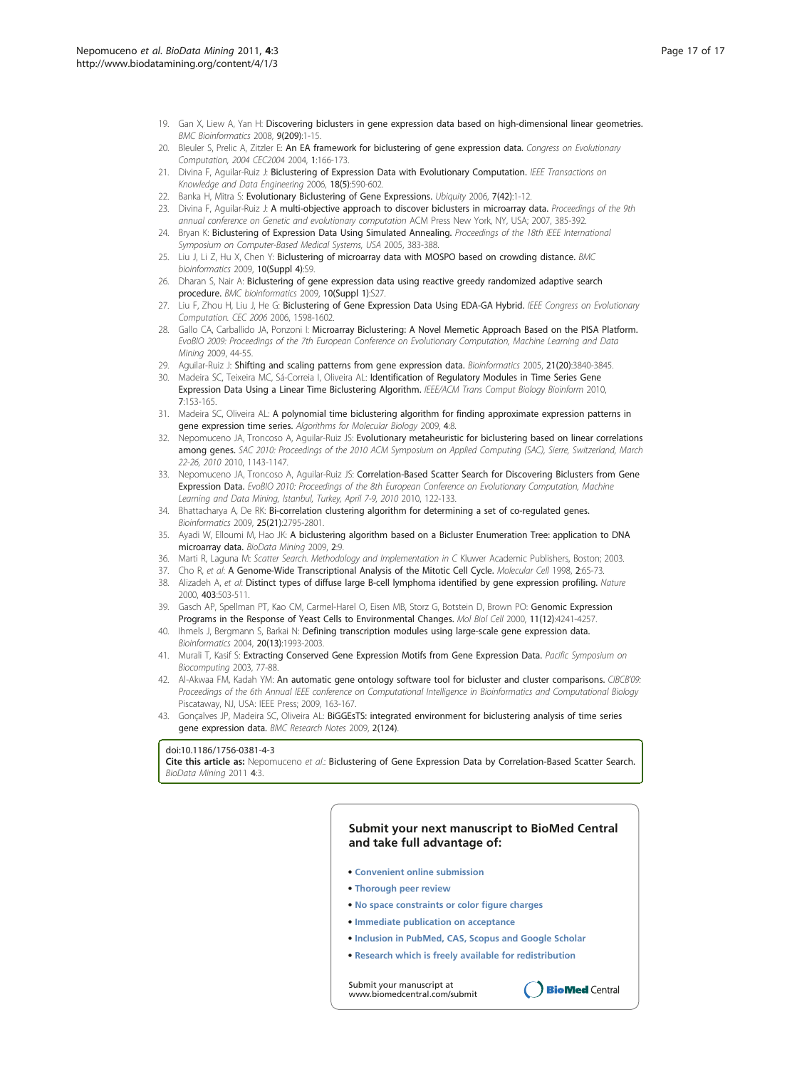19. Gan X, Liew A, Yan H: **Discovering biclusters in gene expression data based on high-dimensional linear geometries.** *BMC Bioinformatics* 2008, **9(209)**:1-15.
20. Bleuler S, Prelic A, Zitzler E: **An EA framework for biclustering of gene expression data.** *Congress on Evolutionary Computation, 2004 CEC2004* 2004, **1**:166-173.
21. Divina F, Aguilar-Ruiz J: **Biclustering of Expression Data with Evolutionary Computation.** *IEEE Transactions on Knowledge and Data Engineering* 2006, **18(5)**:590-602.
22. Banka H, Mitra S: **Evolutionary Biclustering of Gene Expressions.** *Ubiquity* 2006, **7(42)**:1-12.
23. Divina F, Aguilar-Ruiz J: **A multi-objective approach to discover biclusters in microarray data.** *Proceedings of the 9th annual conference on Genetic and evolutionary computation* ACM Press New York, NY, USA; 2007, 385-392.
24. Bryan K: **Biclustering of Expression Data Using Simulated Annealing.** *Proceedings of the 18th IEEE International Symposium on Computer-Based Medical Systems, USA* 2005, 383-388.
25. Liu J, Li Z, Hu X, Chen Y: **Biclustering of microarray data with MOSPO based on crowding distance.** *BMC bioinformatics* 2009, **10(Suppl 4)**:S9.
26. Dharan S, Nair A: **Biclustering of gene expression data using reactive greedy randomized adaptive search procedure.** *BMC bioinformatics* 2009, **10(Suppl 1)**:S27.
27. Liu F, Zhou H, Liu J, He G: **Biclustering of Gene Expression Data Using EDA-GA Hybrid.** *IEEE Congress on Evolutionary Computation. CEC 2006* 2006, 1598-1602.
28. Gallo CA, Carballido JA, Ponzoni I: **Microarray Biclustering: A Novel Memetic Approach Based on the PISA Platform.** *EvoBIO 2009: Proceedings of the 7th European Conference on Evolutionary Computation, Machine Learning and Data Mining* 2009, 44-55.
29. Aguilar-Ruiz J: **Shifting and scaling patterns from gene expression data.** *Bioinformatics* 2005, **21(20)**:3840-3845.
30. Madeira SC, Teixeira MC, Sá-Correia I, Oliveira AL: **Identification of Regulatory Modules in Time Series Gene Expression Data Using a Linear Time Biclustering Algorithm.** *IEEE/ACM Trans Comput Biology Bioinform* 2010, **7**:153-165.
31. Madeira SC, Oliveira AL: **A polynomial time biclustering algorithm for finding approximate expression patterns in gene expression time series.** *Algorithms for Molecular Biology* 2009, **4**:8.
32. Nepomuceno JA, Troncoso A, Aguilar-Ruiz JS: **Evolutionary metaheuristic for biclustering based on linear correlations among genes.** *SAC 2010: Proceedings of the 2010 ACM Symposium on Applied Computing (SAC), Sierre, Switzerland, March 22-26, 2010* 2010, 1143-1147.
33. Nepomuceno JA, Troncoso A, Aguilar-Ruiz JS: **Correlation-Based Scatter Search for Discovering Biclusters from Gene Expression Data.** *EvoBIO 2010: Proceedings of the 8th European Conference on Evolutionary Computation, Machine Learning and Data Mining, Istanbul, Turkey, April 7-9, 2010* 2010, 122-133.
34. Bhattacharya A, De RK: **Bi-correlation clustering algorithm for determining a set of co-regulated genes.** *Bioinformatics* 2009, **25(21)**:2795-2801.
35. Ayadi W, Elloumi M, Hao JK: **A biclustering algorithm based on a Bicluster Enumeration Tree: application to DNA microarray data.** *BioData Mining* 2009, **2**:9.
36. Marti R, Laguna M: *Scatter Search. Methodology and Implementation in C* Kluwer Academic Publishers, Boston; 2003.
37. Cho R, *et al*: **A Genome-Wide Transcriptional Analysis of the Mitotic Cell Cycle.** *Molecular Cell* 1998, **2**:65-73.
38. Alizadeh A, *et al*: **Distinct types of diffuse large B-cell lymphoma identified by gene expression profiling.** *Nature* 2000, **403**:503-511.
39. Gasch AP, Spellman PT, Kao CM, Carmel-Harel O, Eisen MB, Storz G, Botstein D, Brown PO: **Genomic Expression Programs in the Response of Yeast Cells to Environmental Changes.** *Mol Biol Cell* 2000, 11(12):4241-4257.
40. Ihmels J, Bergmann S, Barkai N: **Defining transcription modules using large-scale gene expression data.** *Bioinformatics* 2004, **20(13)**:1993-2003.
41. Murali T, Kasif S: **Extracting Conserved Gene Expression Motifs from Gene Expression Data.** *Pacific Symposium on Biocomputing* 2003, 77-88.
42. Al-Akwaa FM, Kadah YM: **An automatic gene ontology software tool for bicluster and cluster comparisons.** *CIBCB'09: Proceedings of the 6th Annual IEEE conference on Computational Intelligence in Bioinformatics and Computational Biology* Piscataway, NJ, USA: IEEE Press; 2009, 163-167.
43. Gonçalves JP, Madeira SC, Oliveira AL: **BiGGEsTS: integrated environment for biclustering analysis of time series gene expression data.** *BMC Research Notes* 2009, **2(124)**.

doi:10.1186/1756-0381-4-3

**Cite this article as:** Nepomuceno *et al.*: Biclustering of Gene Expression Data by Correlation-Based Scatter Search. *BioData Mining* 2011 **4**:3.

**Submit your next manuscript to BioMed Central and take full advantage of:**

- **Convenient online submission**
- **Thorough peer review**
- **No space constraints or color figure charges**
- **Immediate publication on acceptance**
- **Inclusion in PubMed, CAS, Scopus and Google Scholar**
- **Research which is freely available for redistribution**

Submit your manuscript at
www.biomedcentral.com/submit

BioMed Central